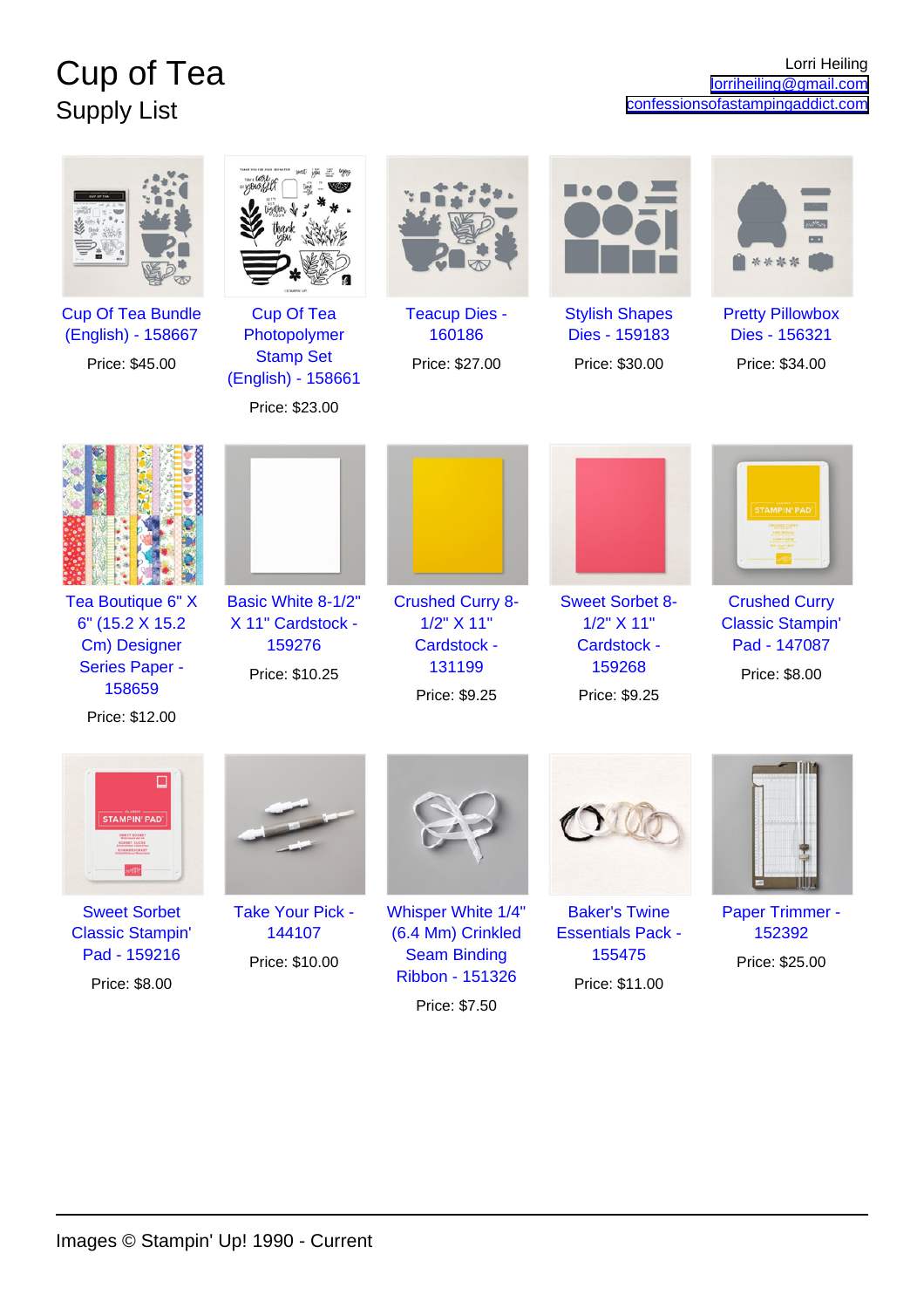# Cup of Tea

## Supply List

Lorri Heiling
lorriheiling@gmail.com
confessionsofastampingaddict.com

Cup Of Tea Bundle (English) - 158667
Price: $45.00

Cup Of Tea Photopolymer Stamp Set (English) - 158661
Price: $23.00

Teacup Dies - 160186
Price: $27.00

Stylish Shapes Dies - 159183
Price: $30.00

Pretty Pillowbox Dies - 156321
Price: $34.00

Tea Boutique 6" X 6" (15.2 X 15.2 Cm) Designer Series Paper - 158659
Price: $12.00

Basic White 8-1/2" X 11" Cardstock - 159276
Price: $10.25

Crushed Curry 8-1/2" X 11" Cardstock - 131199
Price: $9.25

Sweet Sorbet 8-1/2" X 11" Cardstock - 159268
Price: $9.25

Crushed Curry Classic Stampin' Pad - 147087
Price: $8.00

Sweet Sorbet Classic Stampin' Pad - 159216
Price: $8.00

Take Your Pick - 144107
Price: $10.00

Whisper White 1/4" (6.4 Mm) Crinkled Seam Binding Ribbon - 151326
Price: $7.50

Baker's Twine Essentials Pack - 155475
Price: $11.00

Paper Trimmer - 152392
Price: $25.00

Images © Stampin' Up! 1990 - Current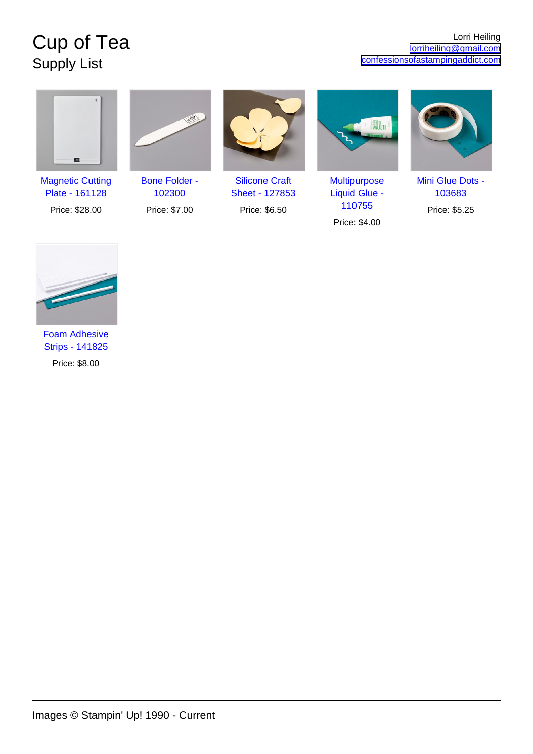# Cup of Tea

## Supply List

Lorri Heiling
lorriheiling@gmail.com
confessionsofastampingaddict.com

Magnetic Cutting Plate - 161128
Price: $28.00

Bone Folder - 102300
Price: $7.00

Silicone Craft Sheet - 127853
Price: $6.50

Multipurpose Liquid Glue - 110755
Price: $4.00

Mini Glue Dots - 103683
Price: $5.25

Foam Adhesive Strips - 141825
Price: $8.00

Images © Stampin' Up! 1990 - Current